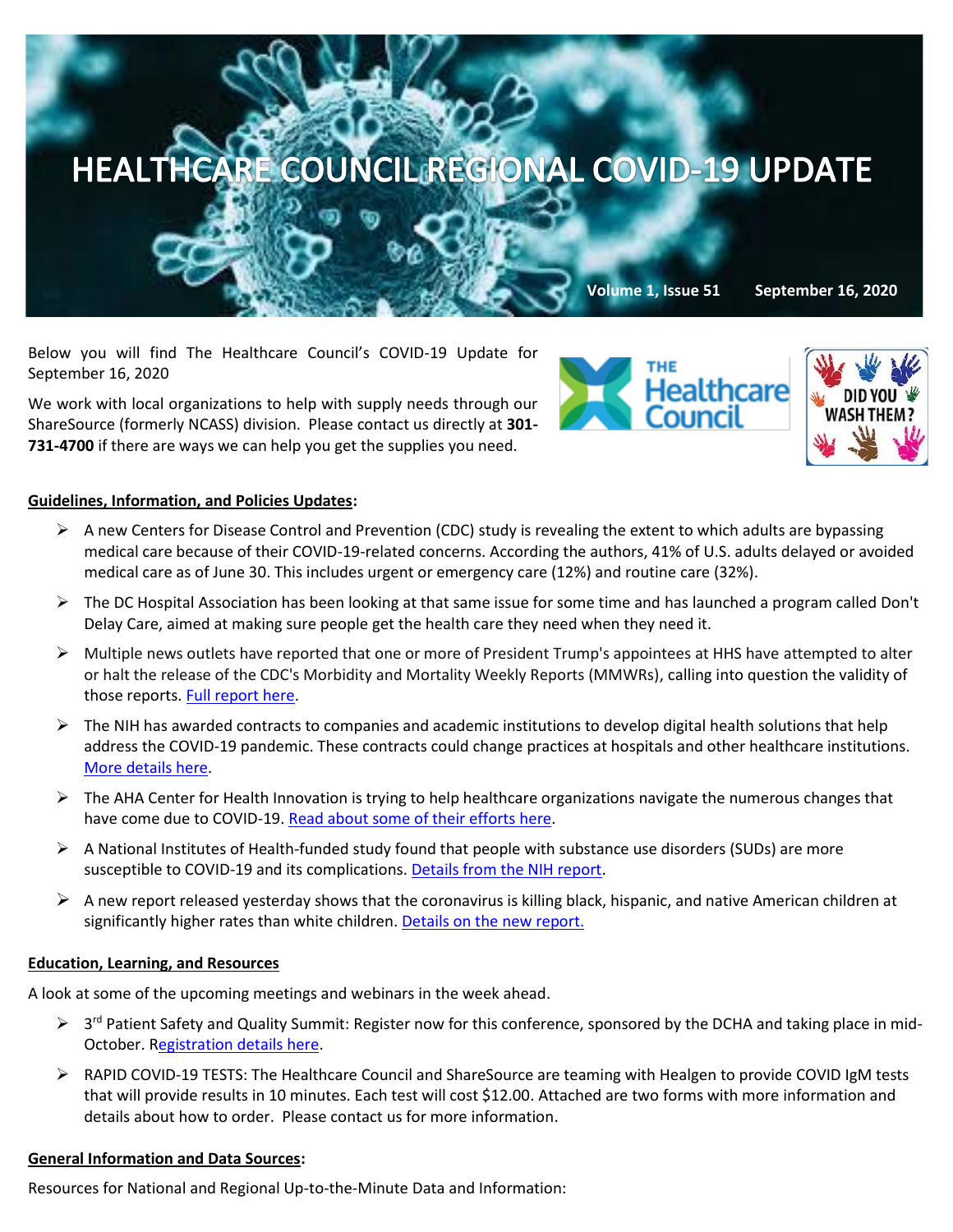# HEALTHCARE COUNCIL REGIONAL COVID-19 UPDATE

**Volume 1, Issue 51 September 16, 2020**

Below you will find The Healthcare Council's COVID-19 Update for September 16, 2020

We work with local organizations to help with supply needs through our ShareSource (formerly NCASS) division. Please contact us directly at **301-731-4700** if there are ways we can help you get the supplies you need.

**Guidelines, Information, and Policies Updates:**

- A new Centers for Disease Control and Prevention (CDC) study is revealing the extent to which adults are bypassing medical care because of their COVID-19-related concerns. According the authors, 41% of U.S. adults delayed or avoided medical care as of June 30. This includes urgent or emergency care (12%) and routine care (32%).
- The DC Hospital Association has been looking at that same issue for some time and has launched a program called Don't Delay Care, aimed at making sure people get the health care they need when they need it.
- Multiple news outlets have reported that one or more of President Trump's appointees at HHS have attempted to alter or halt the release of the CDC's Morbidity and Mortality Weekly Reports (MMWRs), calling into question the validity of those reports. Full report here.
- The NIH has awarded contracts to companies and academic institutions to develop digital health solutions that help address the COVID-19 pandemic. These contracts could change practices at hospitals and other healthcare institutions. More details here.
- The AHA Center for Health Innovation is trying to help healthcare organizations navigate the numerous changes that have come due to COVID-19. Read about some of their efforts here.
- A National Institutes of Health-funded study found that people with substance use disorders (SUDs) are more susceptible to COVID-19 and its complications. Details from the NIH report.
- A new report released yesterday shows that the coronavirus is killing black, hispanic, and native American children at significantly higher rates than white children. Details on the new report.

**Education, Learning, and Resources**

A look at some of the upcoming meetings and webinars in the week ahead.

- 3rd Patient Safety and Quality Summit: Register now for this conference, sponsored by the DCHA and taking place in mid-October. Registration details here.
- RAPID COVID-19 TESTS: The Healthcare Council and ShareSource are teaming with Healgen to provide COVID IgM tests that will provide results in 10 minutes. Each test will cost $12.00. Attached are two forms with more information and details about how to order. Please contact us for more information.

**General Information and Data Sources:**

Resources for National and Regional Up-to-the-Minute Data and Information: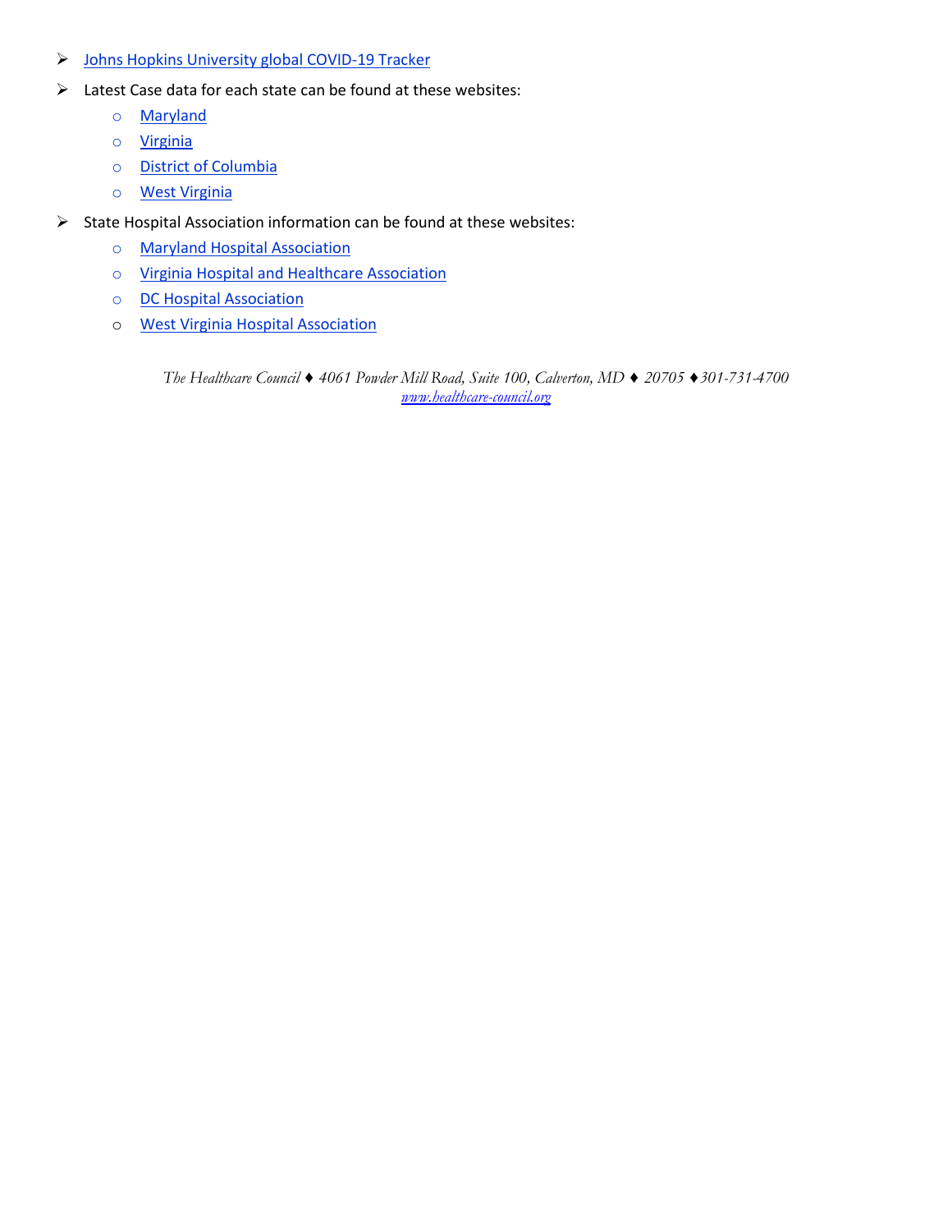- Johns Hopkins University global COVID-19 Tracker
- Latest Case data for each state can be found at these websites:
  - Maryland
  - Virginia
  - District of Columbia
  - West Virginia
- State Hospital Association information can be found at these websites:
  - Maryland Hospital Association
  - Virginia Hospital and Healthcare Association
  - DC Hospital Association
  - West Virginia Hospital Association

*The Healthcare Council ♦ 4061 Powder Mill Road, Suite 100, Calverton, MD ♦ 20705 ♦301-731-4700*
*www.healthcare-council.org*